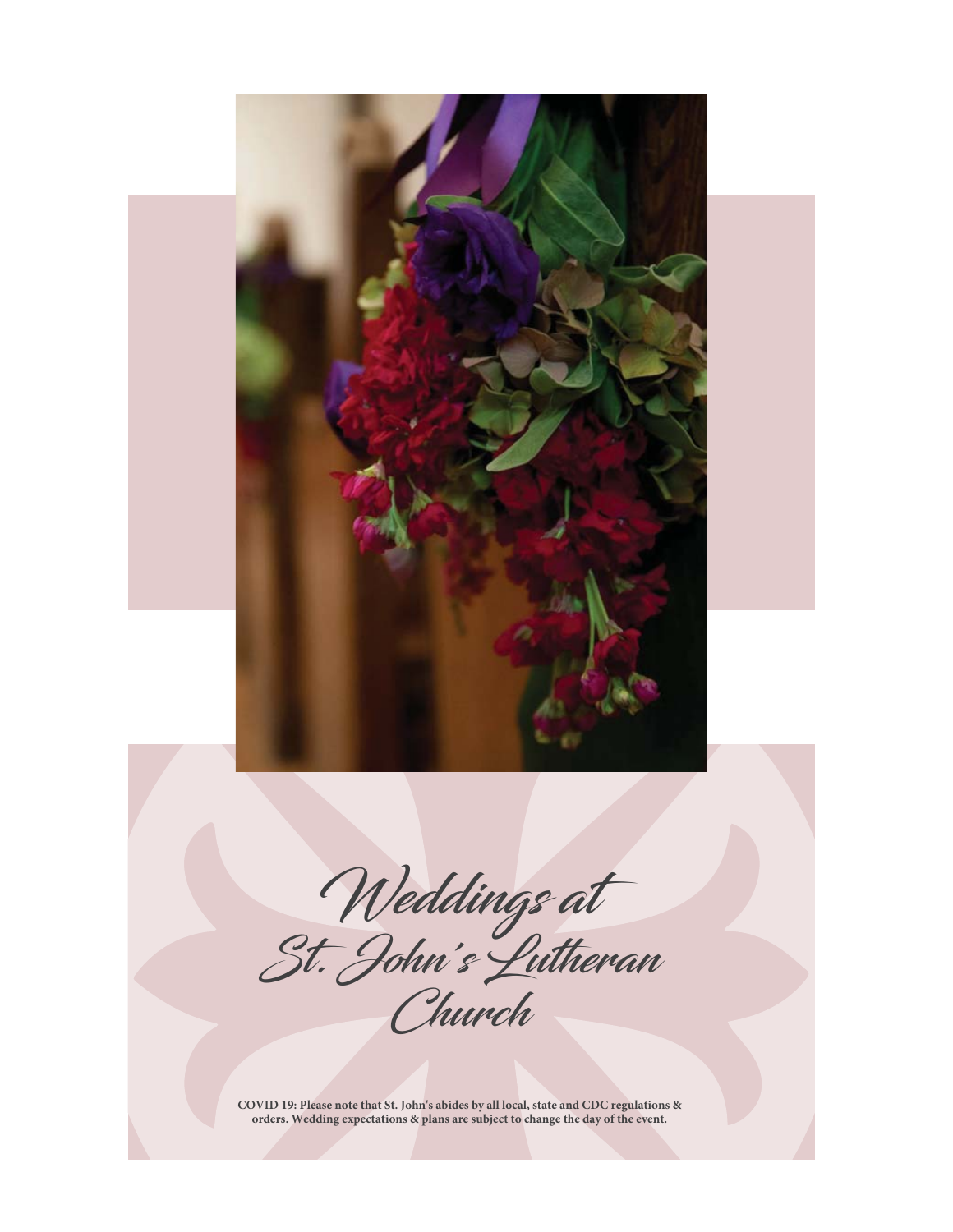# Weddings at St. John's Lutheran Church

**COVID 19: Please note that St. John's abides by all local, state and CDC regulations & orders. Wedding expectations & plans are subject to change the day of the event.**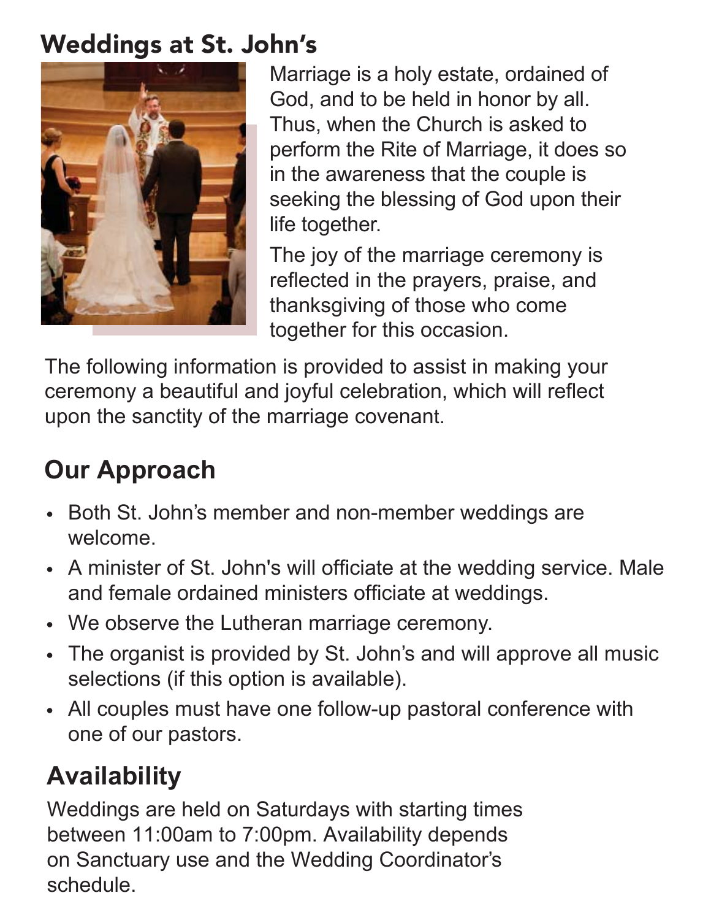# Weddings at St. John's

Marriage is a holy estate, ordained of God, and to be held in honor by all. Thus, when the Church is asked to perform the Rite of Marriage, it does so in the awareness that the couple is seeking the blessing of God upon their life together.

The joy of the marriage ceremony is reflected in the prayers, praise, and thanksgiving of those who come together for this occasion.

The following information is provided to assist in making your ceremony a beautiful and joyful celebration, which will reflect upon the sanctity of the marriage covenant.

## Our Approach

- Both St. John's member and non-member weddings are welcome.
- A minister of St. John's will officiate at the wedding service. Male and female ordained ministers officiate at weddings.
- We observe the Lutheran marriage ceremony.
- The organist is provided by St. John's and will approve all music selections (if this option is available).
- All couples must have one follow-up pastoral conference with one of our pastors.

## Availability

Weddings are held on Saturdays with starting times between 11:00am to 7:00pm. Availability depends on Sanctuary use and the Wedding Coordinator's schedule.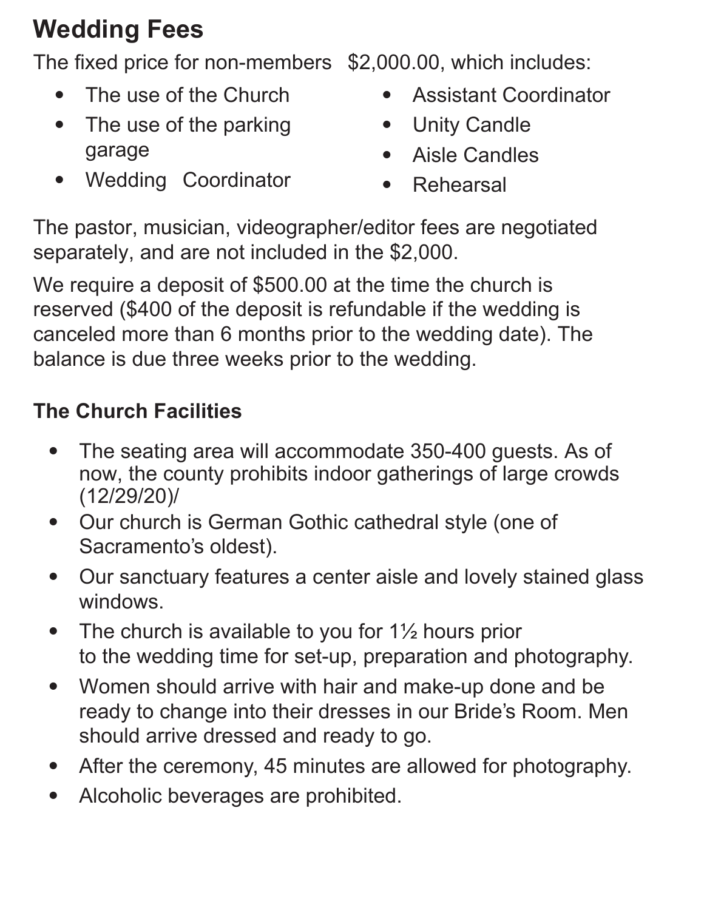## Wedding Fees

The fixed price for non-members $2,000.00, which includes:

- The use of the Church
- The use of the parking garage
- Wedding Coordinator
- Assistant Coordinator
- Unity Candle
- Aisle Candles
- Rehearsal

The pastor, musician, videographer/editor fees are negotiated separately, and are not included in the $2,000.

We require a deposit of $500.00 at the time the church is reserved ($400 of the deposit is refundable if the wedding is canceled more than 6 months prior to the wedding date). The balance is due three weeks prior to the wedding.

### The Church Facilities

- The seating area will accommodate 350-400 guests. As of now, the county prohibits indoor gatherings of large crowds (12/29/20)/
- Our church is German Gothic cathedral style (one of Sacramento's oldest).
- Our sanctuary features a center aisle and lovely stained glass windows.
- The church is available to you for 1½ hours prior to the wedding time for set-up, preparation and photography.
- Women should arrive with hair and make-up done and be ready to change into their dresses in our Bride's Room. Men should arrive dressed and ready to go.
- After the ceremony, 45 minutes are allowed for photography.
- Alcoholic beverages are prohibited.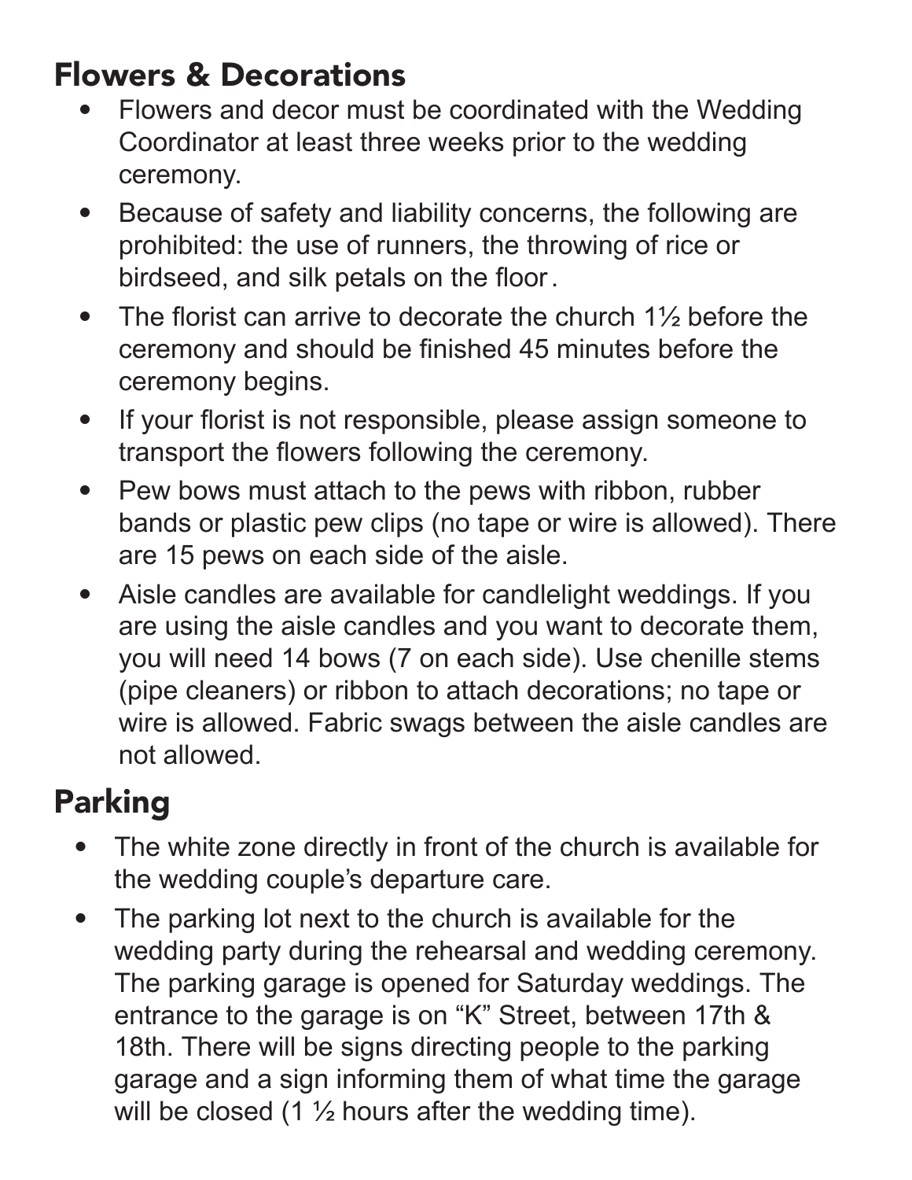## Flowers & Decorations

- Flowers and decor must be coordinated with the Wedding Coordinator at least three weeks prior to the wedding ceremony.
- Because of safety and liability concerns, the following are prohibited: the use of runners, the throwing of rice or birdseed, and silk petals on the floor.
- The florist can arrive to decorate the church 1½ before the ceremony and should be finished 45 minutes before the ceremony begins.
- If your florist is not responsible, please assign someone to transport the flowers following the ceremony.
- Pew bows must attach to the pews with ribbon, rubber bands or plastic pew clips (no tape or wire is allowed). There are 15 pews on each side of the aisle.
- Aisle candles are available for candlelight weddings. If you are using the aisle candles and you want to decorate them, you will need 14 bows (7 on each side). Use chenille stems (pipe cleaners) or ribbon to attach decorations; no tape or wire is allowed. Fabric swags between the aisle candles are not allowed.

## Parking

- The white zone directly in front of the church is available for the wedding couple's departure care.
- The parking lot next to the church is available for the wedding party during the rehearsal and wedding ceremony. The parking garage is opened for Saturday weddings. The entrance to the garage is on "K" Street, between 17th & 18th. There will be signs directing people to the parking garage and a sign informing them of what time the garage will be closed (1 ½ hours after the wedding time).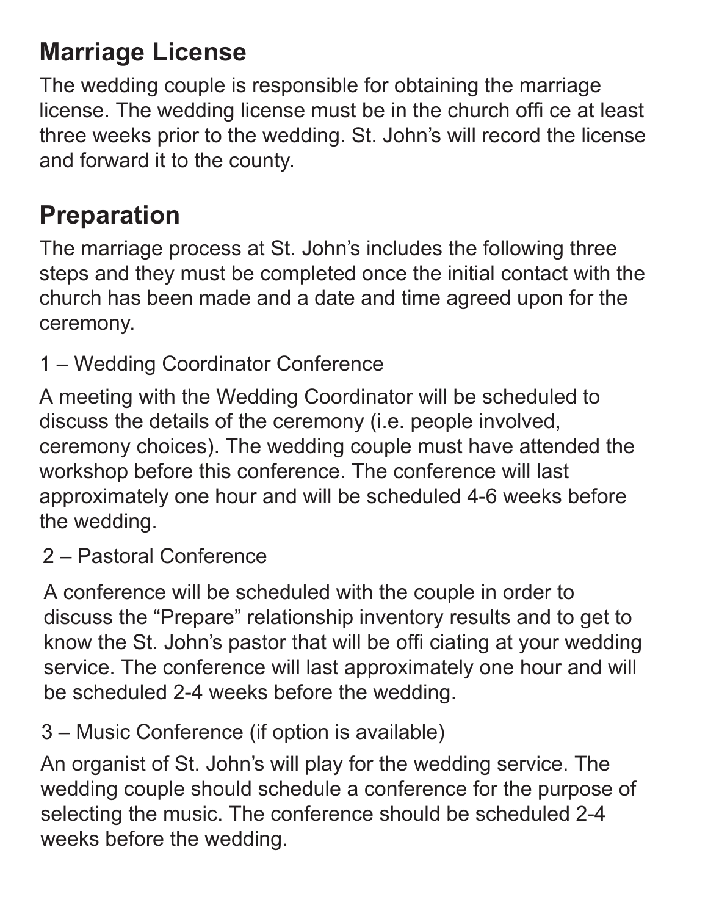## Marriage License

The wedding couple is responsible for obtaining the marriage license. The wedding license must be in the church offi ce at least three weeks prior to the wedding. St. John's will record the license and forward it to the county.

## Preparation

The marriage process at St. John's includes the following three steps and they must be completed once the initial contact with the church has been made and a date and time agreed upon for the ceremony.

1 – Wedding Coordinator Conference

A meeting with the Wedding Coordinator will be scheduled to discuss the details of the ceremony (i.e. people involved, ceremony choices). The wedding couple must have attended the workshop before this conference. The conference will last approximately one hour and will be scheduled 4-6 weeks before the wedding.

2 – Pastoral Conference

A conference will be scheduled with the couple in order to discuss the "Prepare" relationship inventory results and to get to know the St. John's pastor that will be offi ciating at your wedding service. The conference will last approximately one hour and will be scheduled 2-4 weeks before the wedding.

3 – Music Conference (if option is available)

An organist of St. John's will play for the wedding service. The wedding couple should schedule a conference for the purpose of selecting the music. The conference should be scheduled 2-4 weeks before the wedding.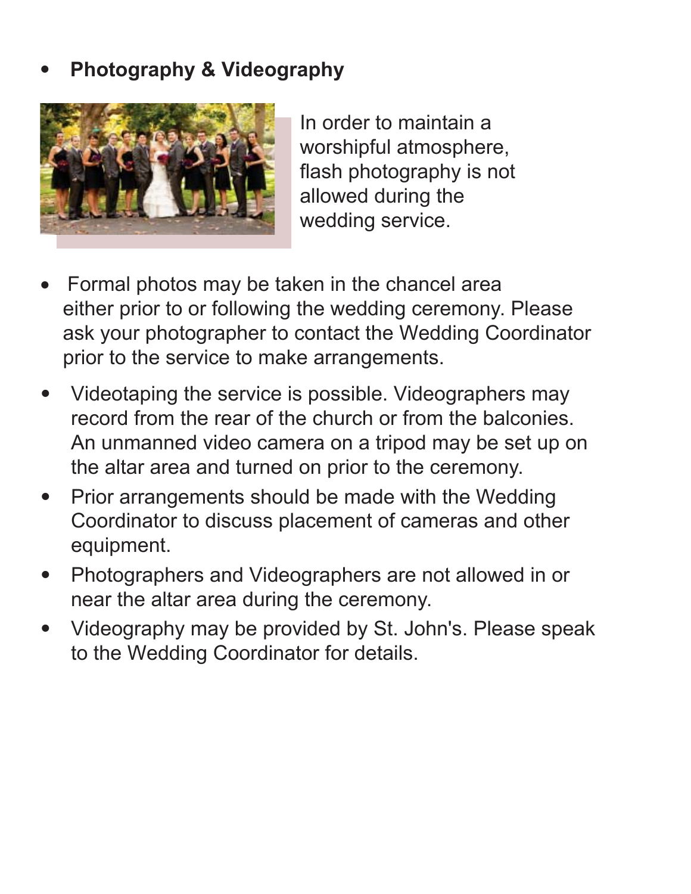- **Photography & Videography**

In order to maintain a worshipful atmosphere, flash photography is not allowed during the wedding service.

- Formal photos may be taken in the chancel area either prior to or following the wedding ceremony. Please ask your photographer to contact the Wedding Coordinator prior to the service to make arrangements.
- Videotaping the service is possible. Videographers may record from the rear of the church or from the balconies. An unmanned video camera on a tripod may be set up on the altar area and turned on prior to the ceremony.
- Prior arrangements should be made with the Wedding Coordinator to discuss placement of cameras and other equipment.
- Photographers and Videographers are not allowed in or near the altar area during the ceremony.
- Videography may be provided by St. John's. Please speak to the Wedding Coordinator for details.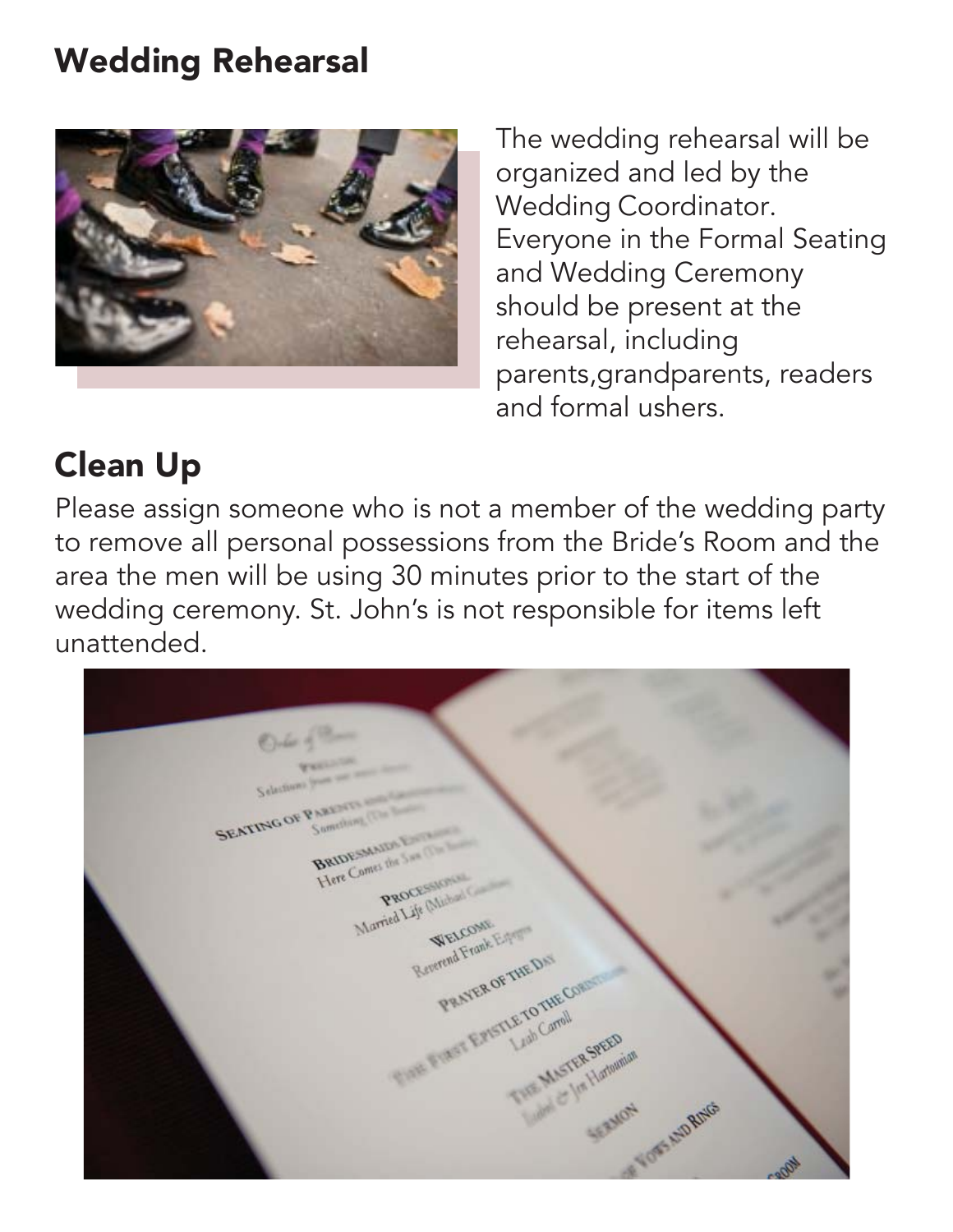## Wedding Rehearsal

The wedding rehearsal will be organized and led by the Wedding Coordinator. Everyone in the Formal Seating and Wedding Ceremony should be present at the rehearsal, including parents,grandparents, readers and formal ushers.

## Clean Up

Please assign someone who is not a member of the wedding party to remove all personal possessions from the Bride's Room and the area the men will be using 30 minutes prior to the start of the wedding ceremony. St. John's is not responsible for items left unattended.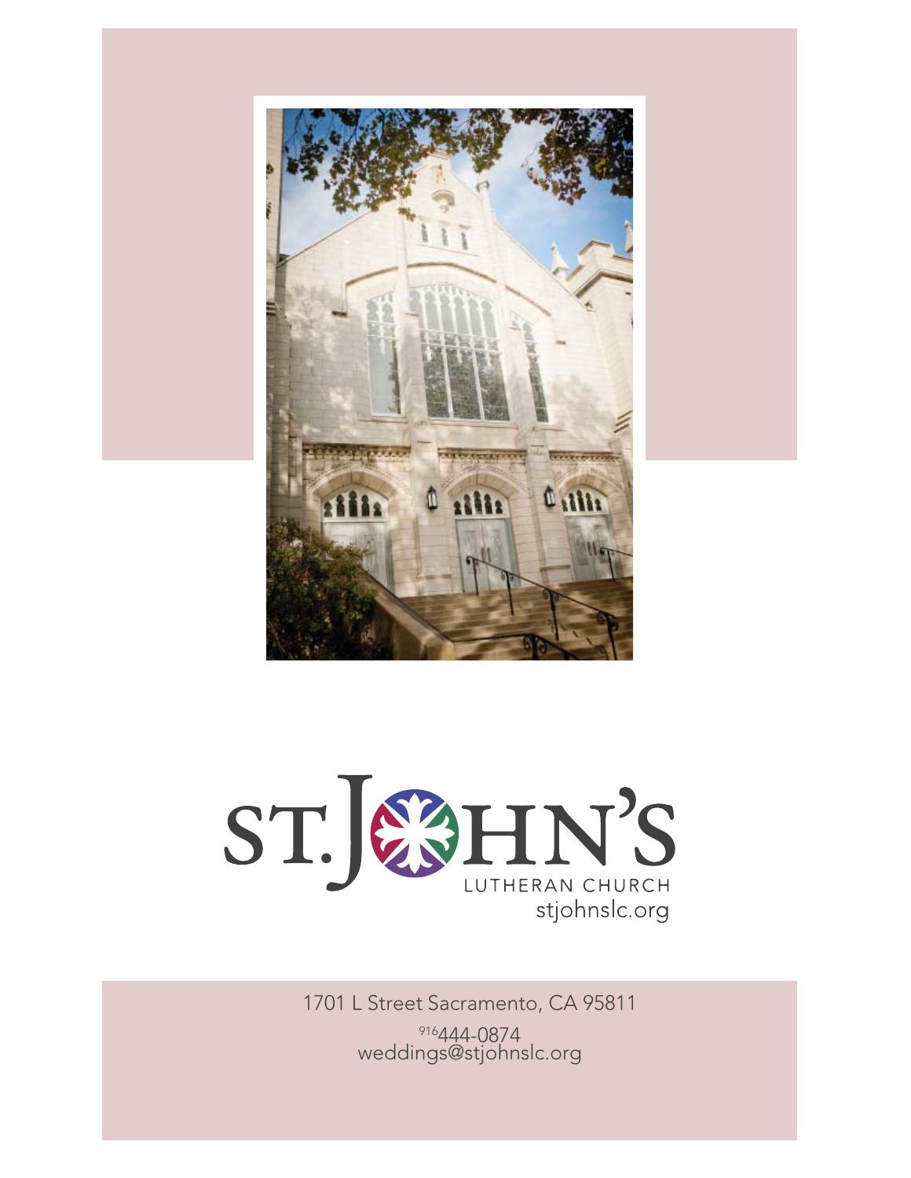ST. JOHN'S

LUTHERAN CHURCH

stjohnslc.org

1701 L Street Sacramento, CA 95811

916 444-0874

weddings@stjohnslc.org